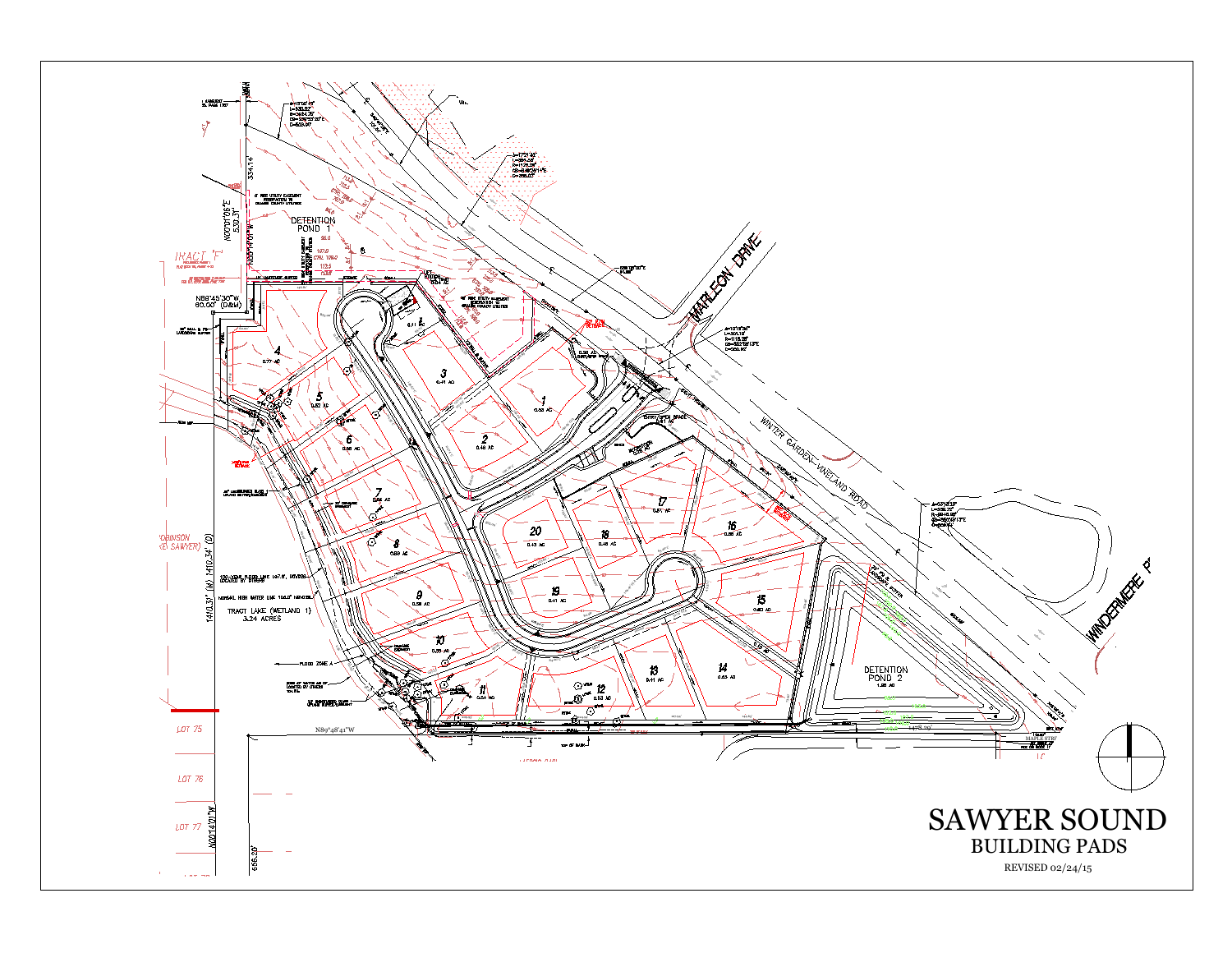# SAWYER SOUND

## BUILDING PADS

REVISED 02/24/15

MARLEON DRIVE

WINTER GARDEN-VINELAND ROAD

WINDERMERE P

DETENTION POND 1

DETENTION POND 2

1.26 AC

TRACT "F"

TRACT LAKE (WETLAND 1)
3.24 ACRES

ROBINSON (LAKE SAWYER)

N00°01'06"E 530.31'

N00°14'01"W

334.14'

N89°45'30"W 60.00' (D&M)

1410.31' (M) 1410.34' (D)

N89°48'41"W

1478.29'

N00°14'01"W 656.20'

LOT 75

LOT 76

LOT 77

FLOOD ZONE A

MAPLE STREET

| Lot | Area |
|---|---|
| 1 | 0.53 AC |
| 2 | 0.48 AC |
| 3 | 0.41 AC |
| 4 | 0.77 AC |
| 5 | 0.82 AC |
| 6 | 0.88 AC |
| 7 | 0.56 AC |
| 8 | 0.69 AC |
| 9 | 0.58 AC |
| 10 | 0.35 AC |
| 11 | 0.54 AC |
| 12 | 0.53 AC |
| 13 | 0.41 AC |
| 14 | 0.63 AC |
| 15 | 0.60 AC |
| 16 | 0.56 AC |
| 17 | 0.51 AC |
| 18 | 0.46 AC |
| 19 | 0.41 AC |
| 20 | 0.43 AC |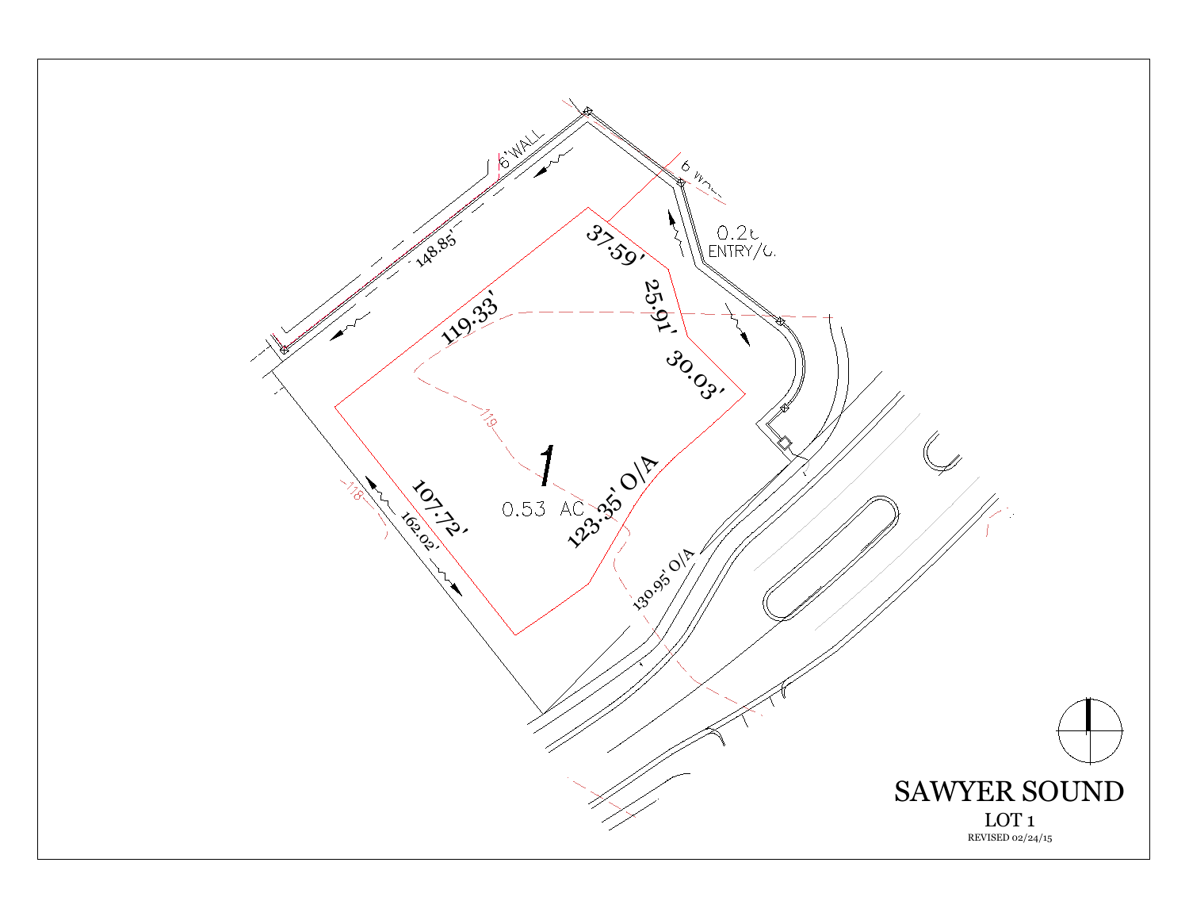6'WALL

148.85'

6' WALL

0.2( ENTRY/(

37.59'

25.91'

119.33'

30.03'

119

1

0.53 AC

123.35' O/A

118

107.72'

162.02'

130.95' O/A

# SAWYER SOUND

## LOT 1

REVISED 02/24/15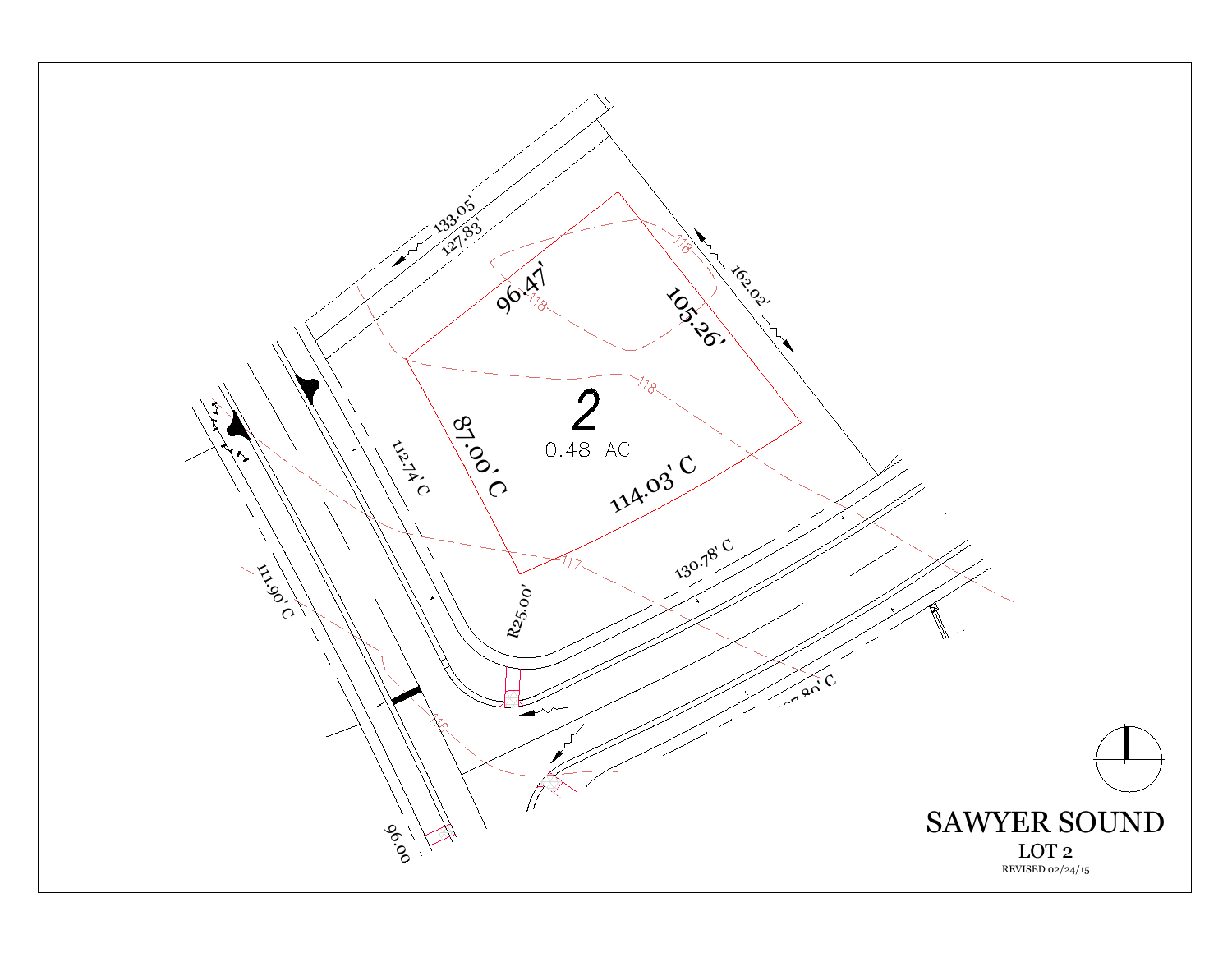133.05'

127.83'

162.02'

96.47'

105.26'

2

0.48 AC

87.00' C

114.03' C

112.74' C

130.78' C

R25.00'

111.90' C

96.00

118

117

116

# SAWYER SOUND

LOT 2

REVISED 02/24/15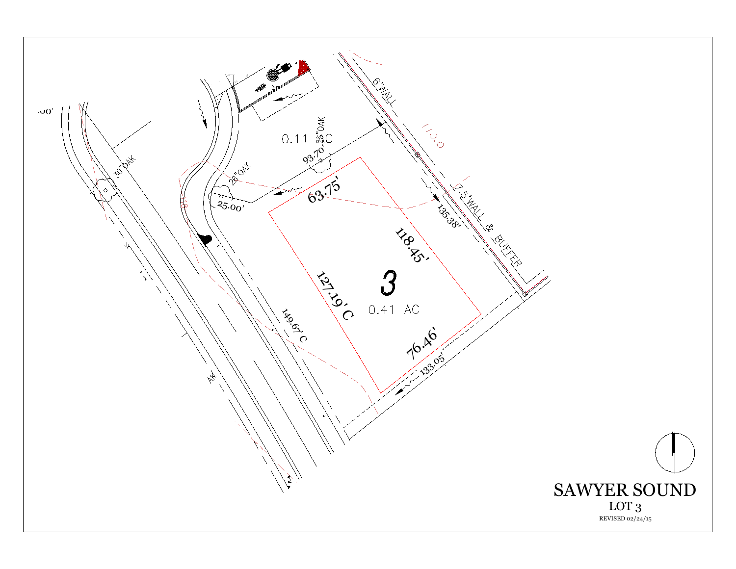# SAWYER SOUND

## LOT 3

REVISED 02/24/15

3

0.41 AC

0.11 AC

63.75'

118.45'

127.19'C

76.46'

93.70'

25.00'

135.38'

149.67'C

133.05'

6'WALL

7.5'WALL & BUFFER

30"OAK

26"OAK

25"OAK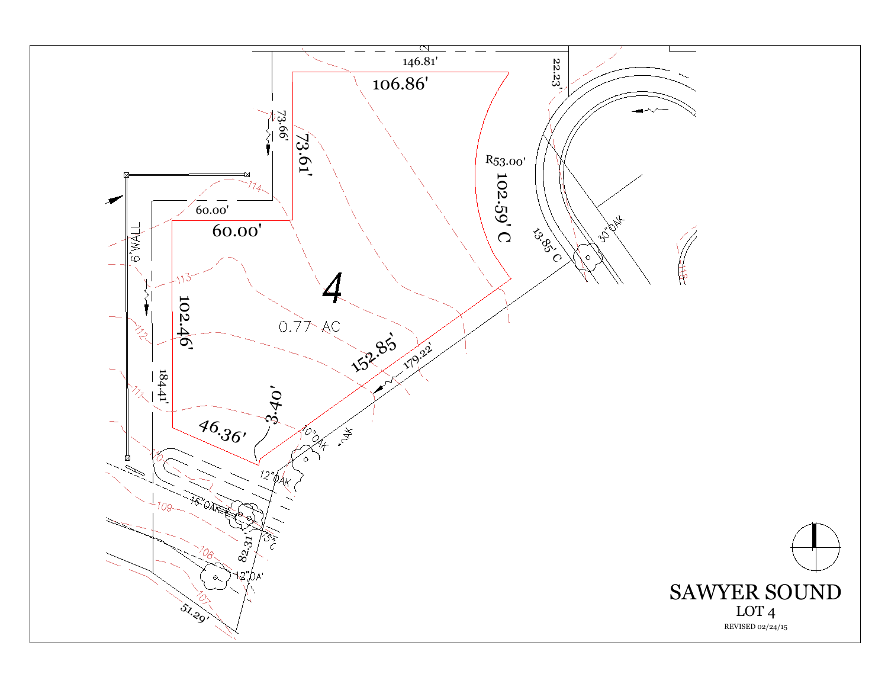# SAWYER SOUND

LOT 4

REVISED 02/24/15

4

0.77 AC

146.81'

106.86'

22.23'

73.66'

73.61'

R53.00'

102.59' C

60.00'

60.00'

6' WALL

102.46'

184.41'

152.85'

179.22'

13.85' C

30" OAK

3.40'

46.36'

10" OAK

12" OAK

16" OAK

82.31'

12" OAK

51.29'

114

113

112

111

110

109

108

107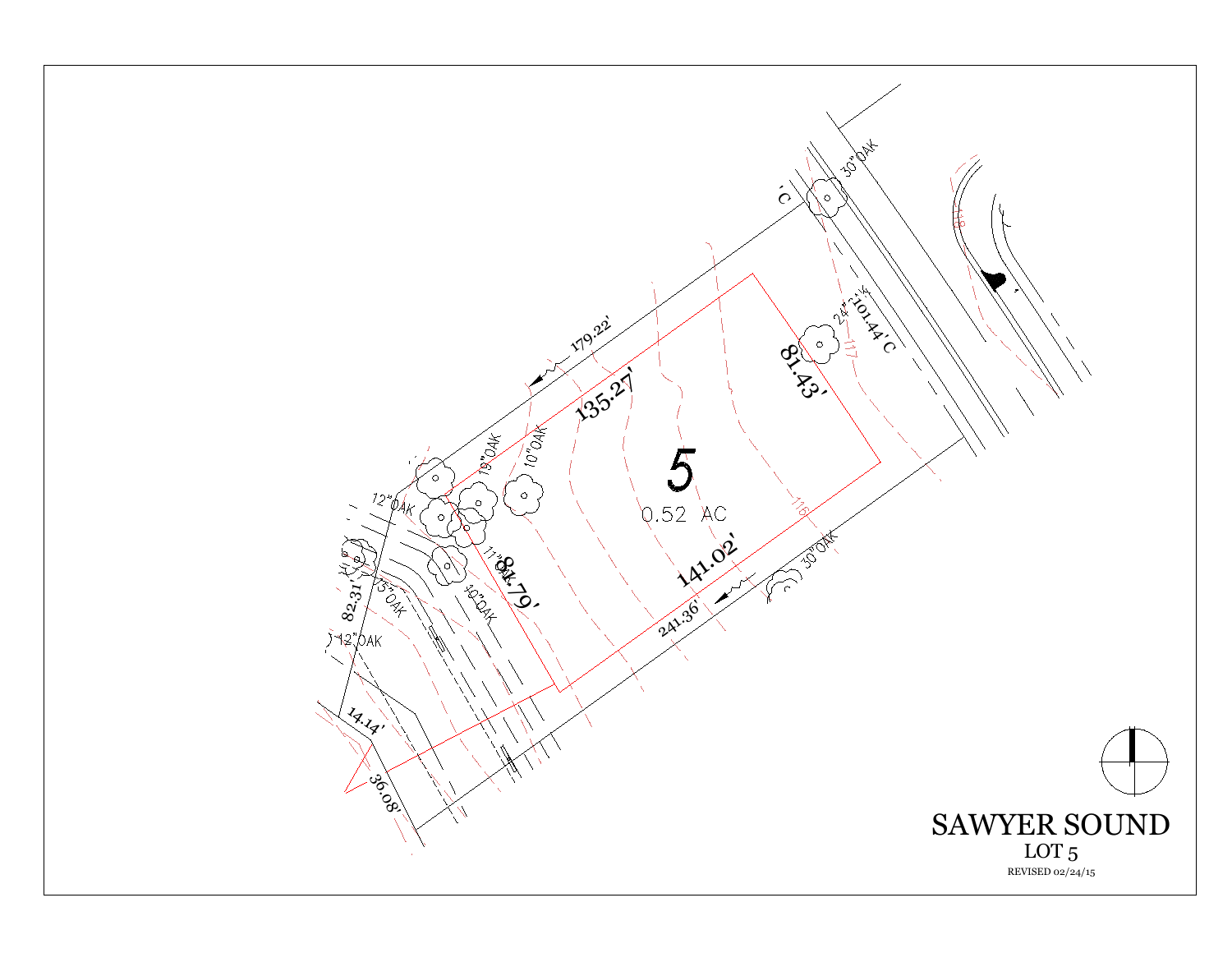5

0.52 AC

135.27'

81.43'

141.02'

81.79'

179.22'

241.36'

101.44' C

82.31'

14.14'

36.08'

30"OAK

24"OAK

30"OAK

10"OAK

10"OAK

12"OAK

11"OAK

13"OAK

10"OAK

12"OAK

117

118

118

# SAWYER SOUND

LOT 5

REVISED 02/24/15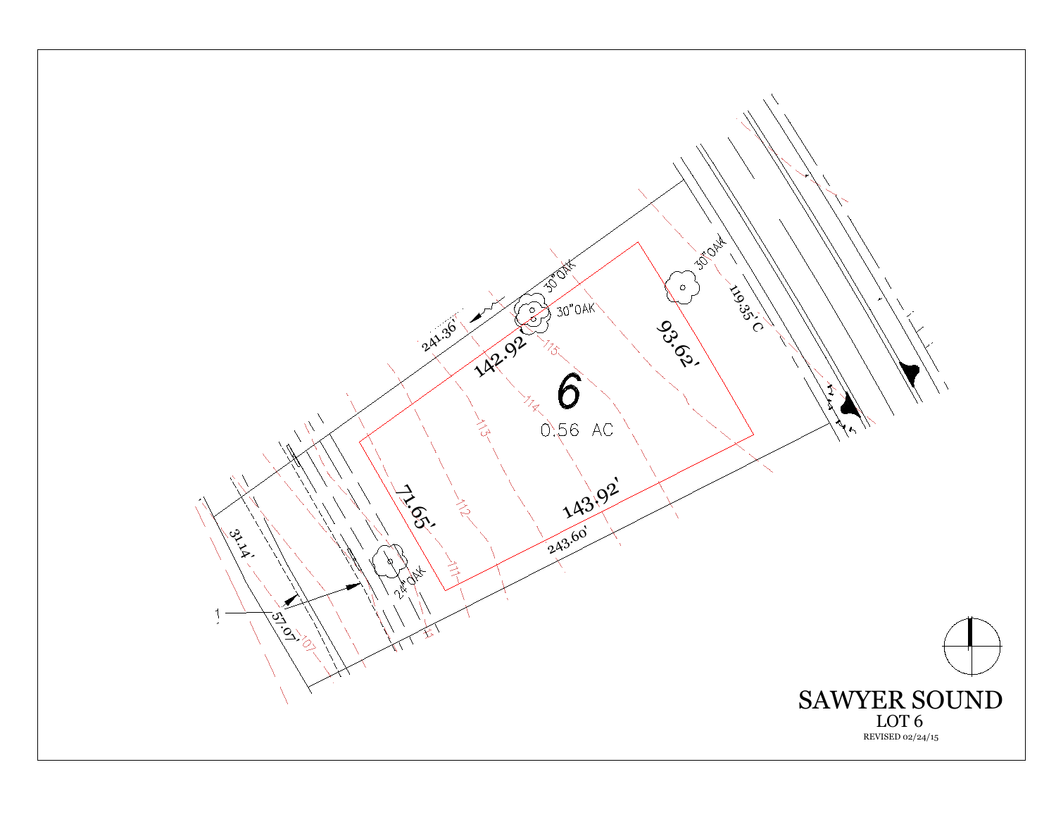241.36'

30"OAK

30"OAK

30"OAK

142.92'

93.62'

119.35' C

6

0.56 AC

115

114

113

112

111

71.65'

143.92'

243.60'

24"OAK

31.14'

57.07'

107

1

# SAWYER SOUND

## LOT 6

REVISED 02/24/15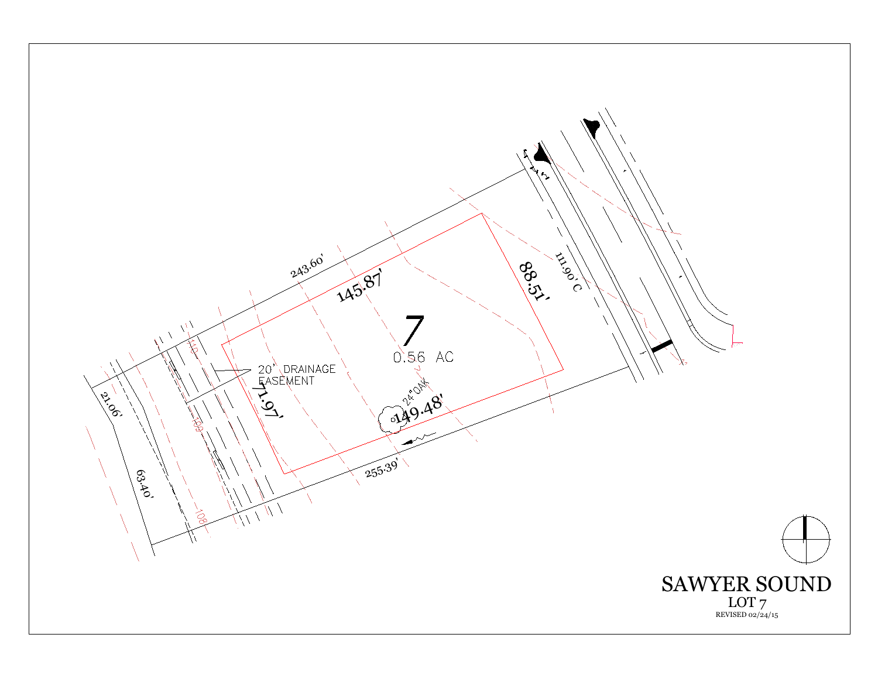243.60'

145.87'

7

0.56 AC

88.51'

111.90' C

20' DRAINAGE EASEMENT

71.97'

24" OAK

149.48'

255.39'

21.06'

63.40'

110

109

108

# SAWYER SOUND

LOT 7

REVISED 02/24/15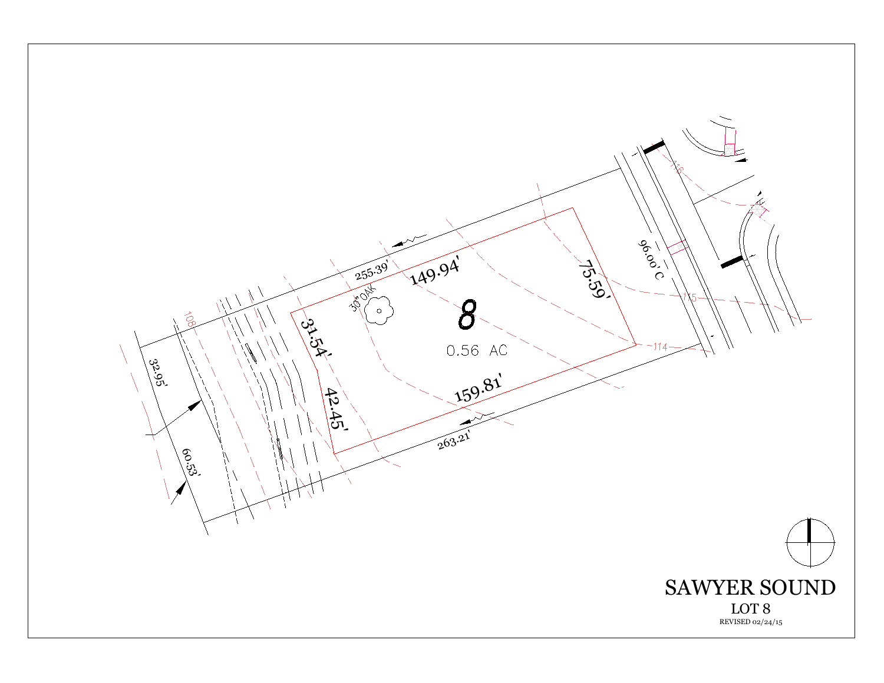# SAWYER SOUND

LOT 8

REVISED 02/24/15

8

0.56 AC

149.94'

75.59'

31.54'

42.45'

159.81'

255.39'

263.21'

32.95'

60.53'

96.00' C

30" OAK

108

114

115

116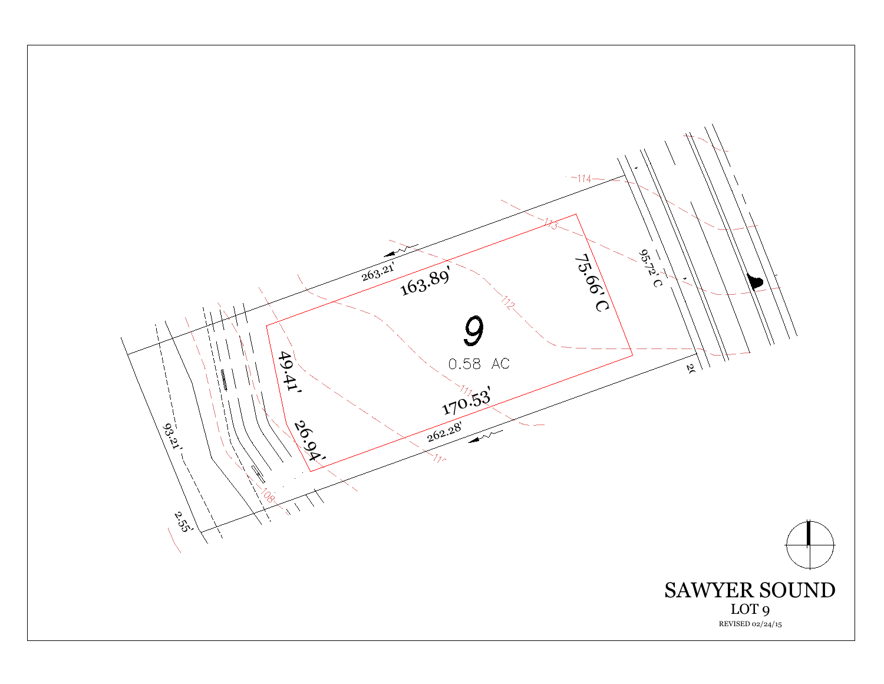# SAWYER SOUND

## LOT 9

REVISED 02/24/15

9

0.58 AC

163.89'

75.66' C

170.53'

49.41'

26.94'

263.21'

262.28'

95.72' C

93.21'

2.55'

114

113

112

111

110

108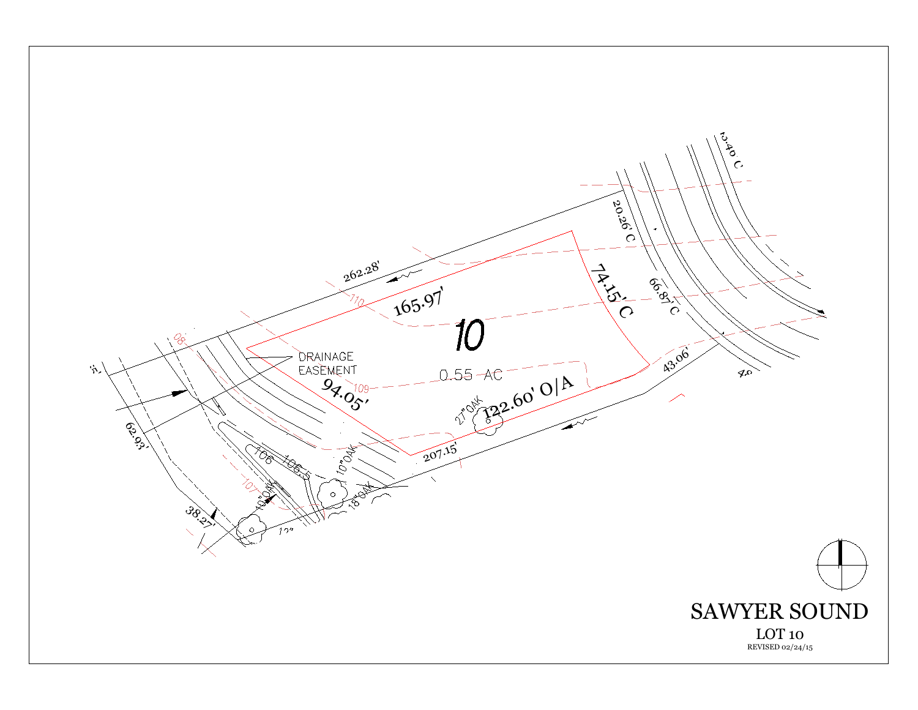# SAWYER SOUND

LOT 10

REVISED 02/24/15

10

0.55 AC

DRAINAGE EASEMENT

165.97'

74.15' C

122.60' O/A

94.05'

262.28'

20.26' C

66.87' C

43.06'

207.15'

62.93'

38.27'

27" OAK

10" OAK

18" OAK

110

109

108

107

106

106.5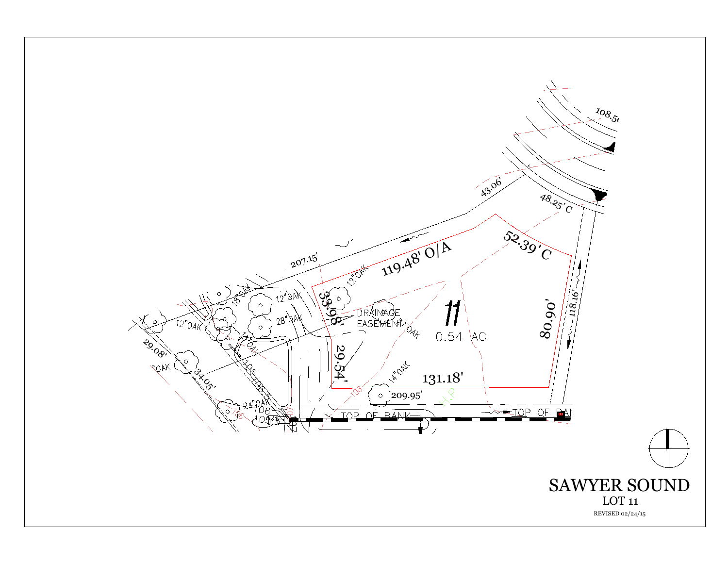SAWYER SOUND

LOT 11

REVISED 02/24/15

11

0.54 AC

119.48' O/A

52.39' C

80.90'

131.18'

29.54'

33.98'

118.16'

48.25' C

43.06'

108.50

207.15'

209.95'

29.08'

34.05'

DRAINAGE EASEMENT

TOP OF BANK

TOP OF BANK

12"OAK

12"OAK

28"OAK

18"OAK

12"OAK

14"OAK

24"OAK

H.P.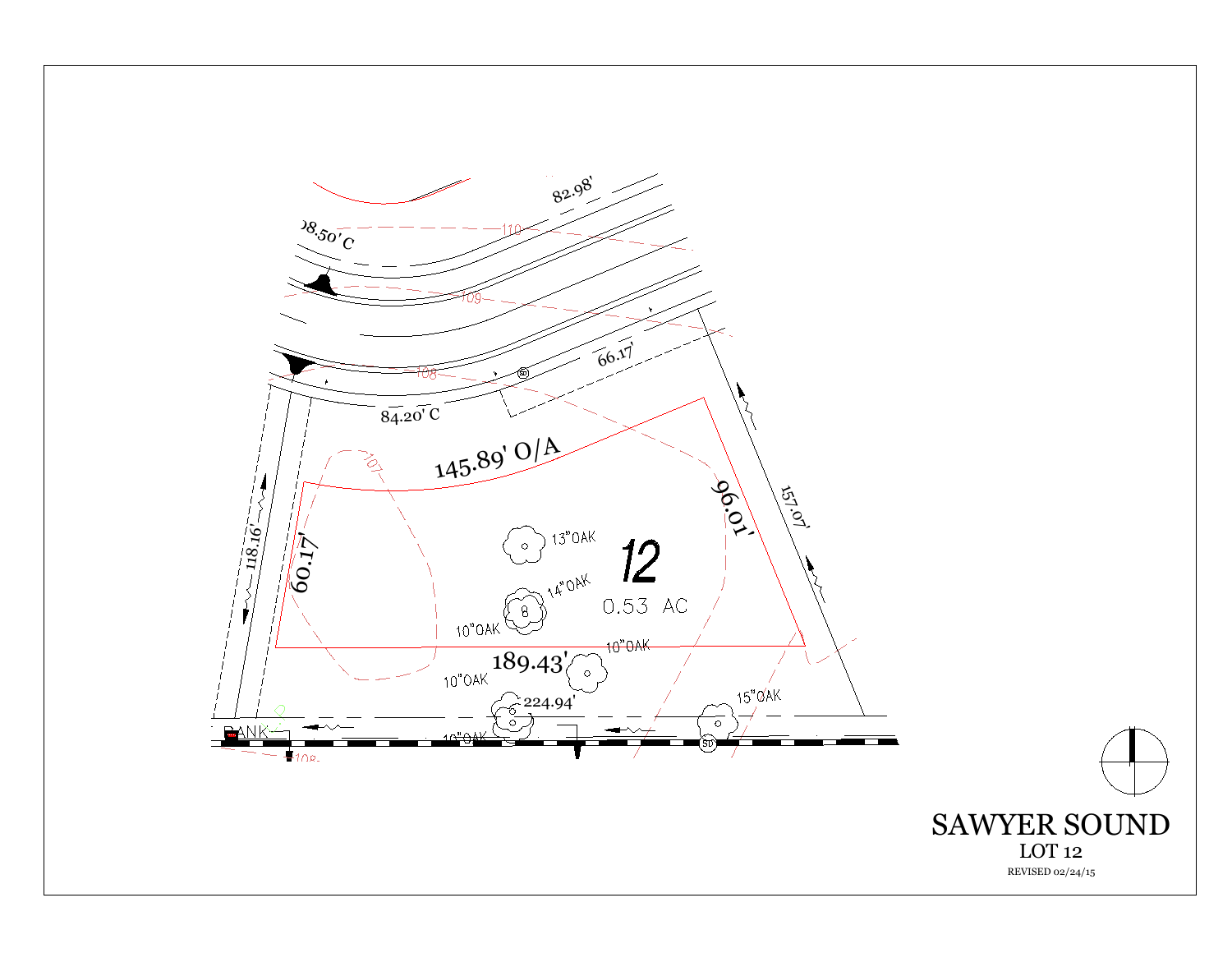82.98'

08.50' C

110

109

108

66.17'

84.20' C

145.89' O/A

107

118.16'

60.17'

13"OAK

12

0.53 AC

14"OAK

10"OAK

96.01'

157.07'

10"OAK

189.43'

10"OAK

224.94'

15"OAK

BANK

10"OAK

SD

108

# SAWYER SOUND

LOT 12

REVISED 02/24/15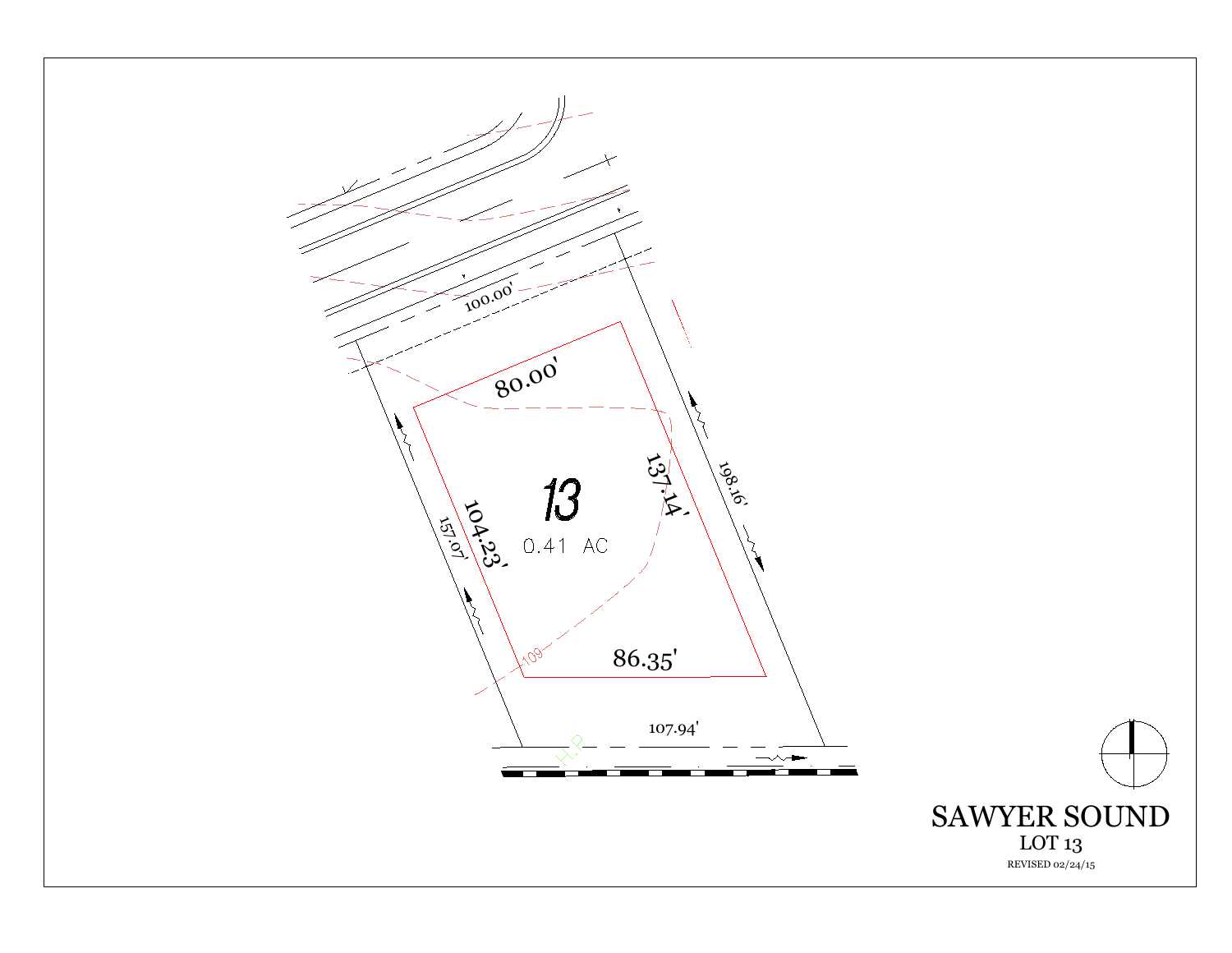100.00'

80.00'

13

0.41 AC

104.23'

137.14'

157.07'

198.16'

109

86.35'

107.94'

H.P.

# SAWYER SOUND

LOT 13

REVISED 02/24/15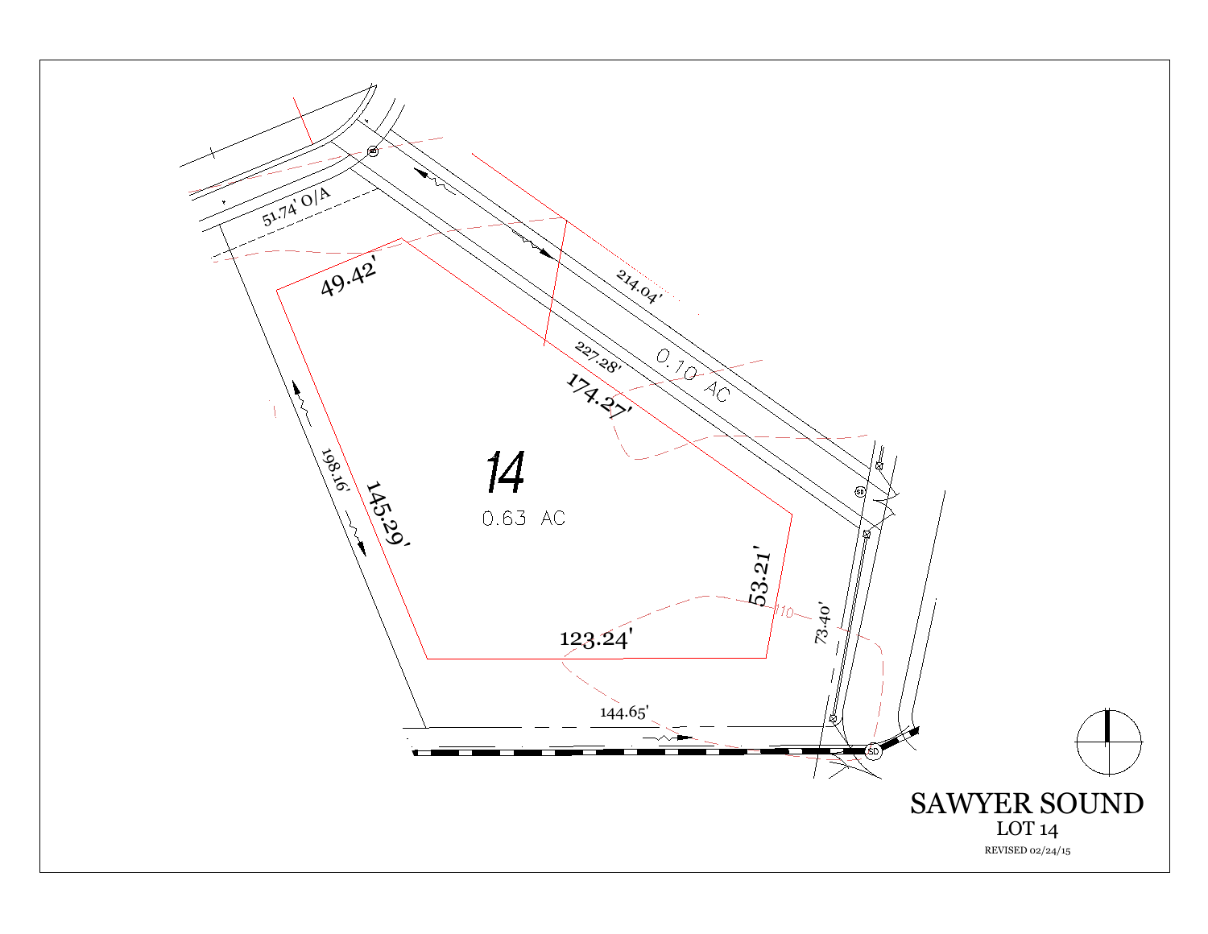# SAWYER SOUND

LOT 14

REVISED 02/24/15

14

0.63 AC

0.10 AC

51.74' O/A

49.42'

214.04'

227.28'

174.27'

198.16'

145.29'

53.21'

73.40'

123.24'

144.65'

110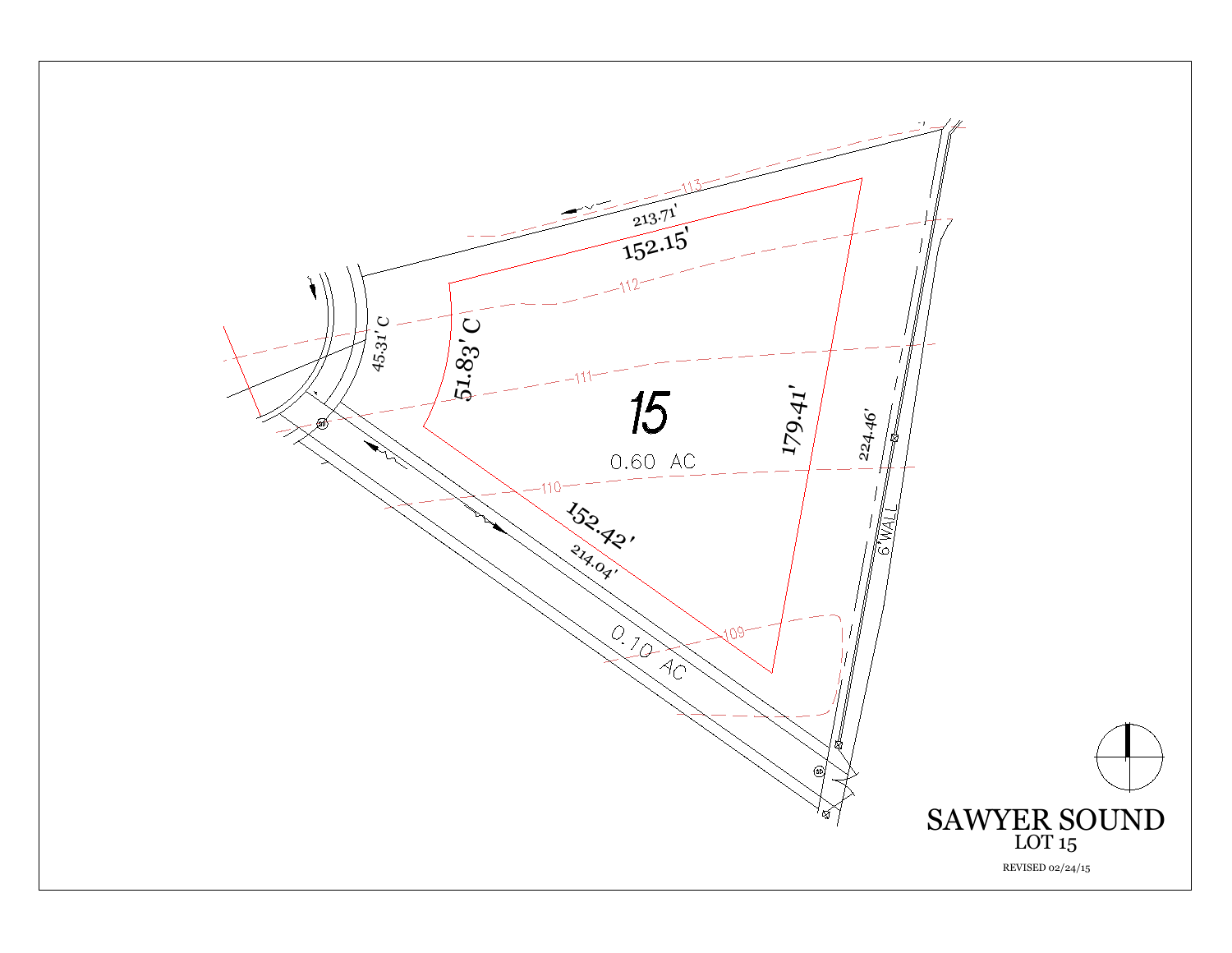213.71'

152.15'

45.31' C

51.83' C

15

0.60 AC

179.41'

224.46'

6' WALL

152.42'

214.04'

0.10 AC

113

112

111

110

109

# SAWYER SOUND

LOT 15

REVISED 02/24/15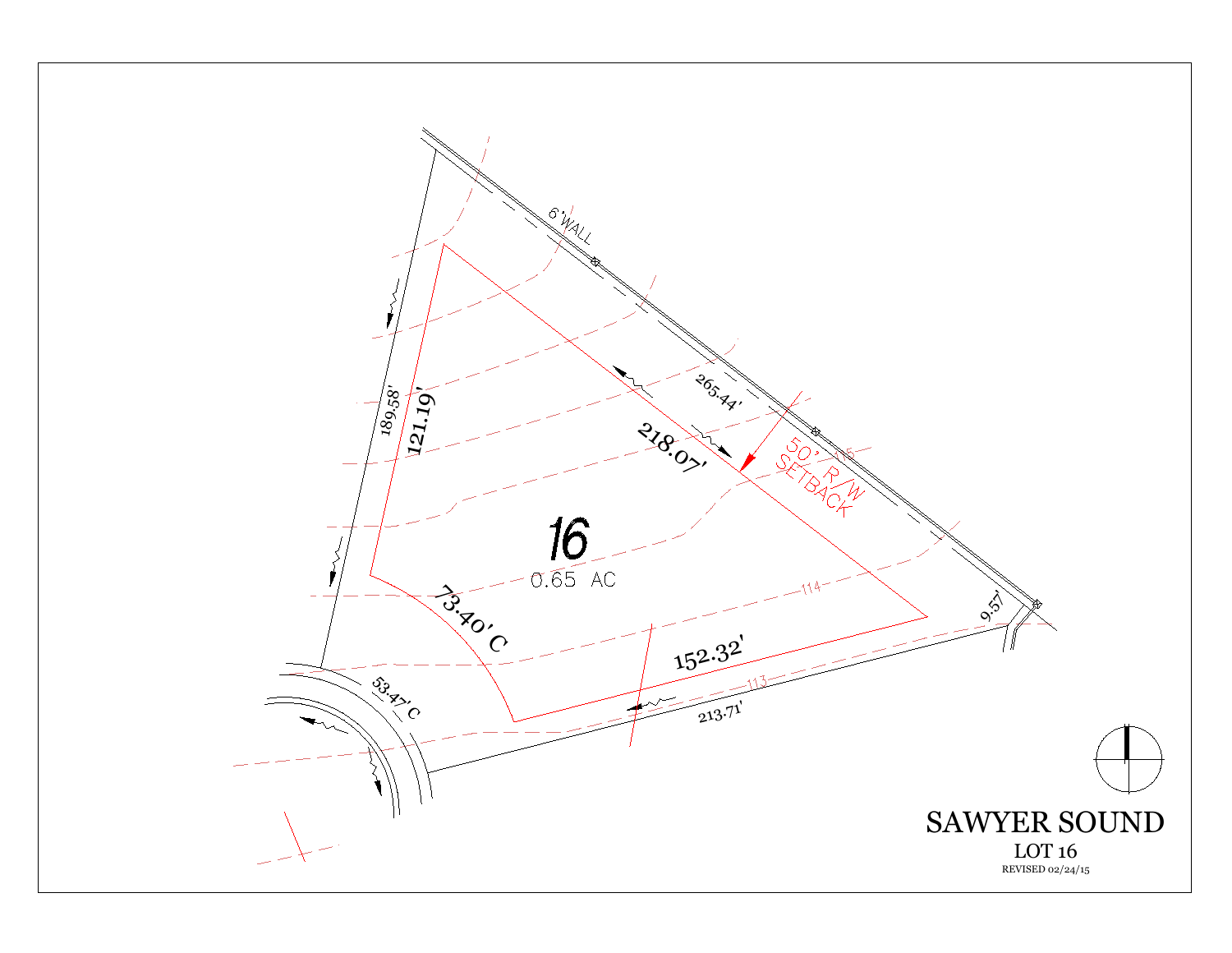6' WALL

265.44'

218.07'

189.58'

121.19'

50' R/W SETBACK

16

0.65 AC

73.40' C

152.32'

53.47' C

213.71'

9.57'

114

113

# SAWYER SOUND

LOT 16

REVISED 02/24/15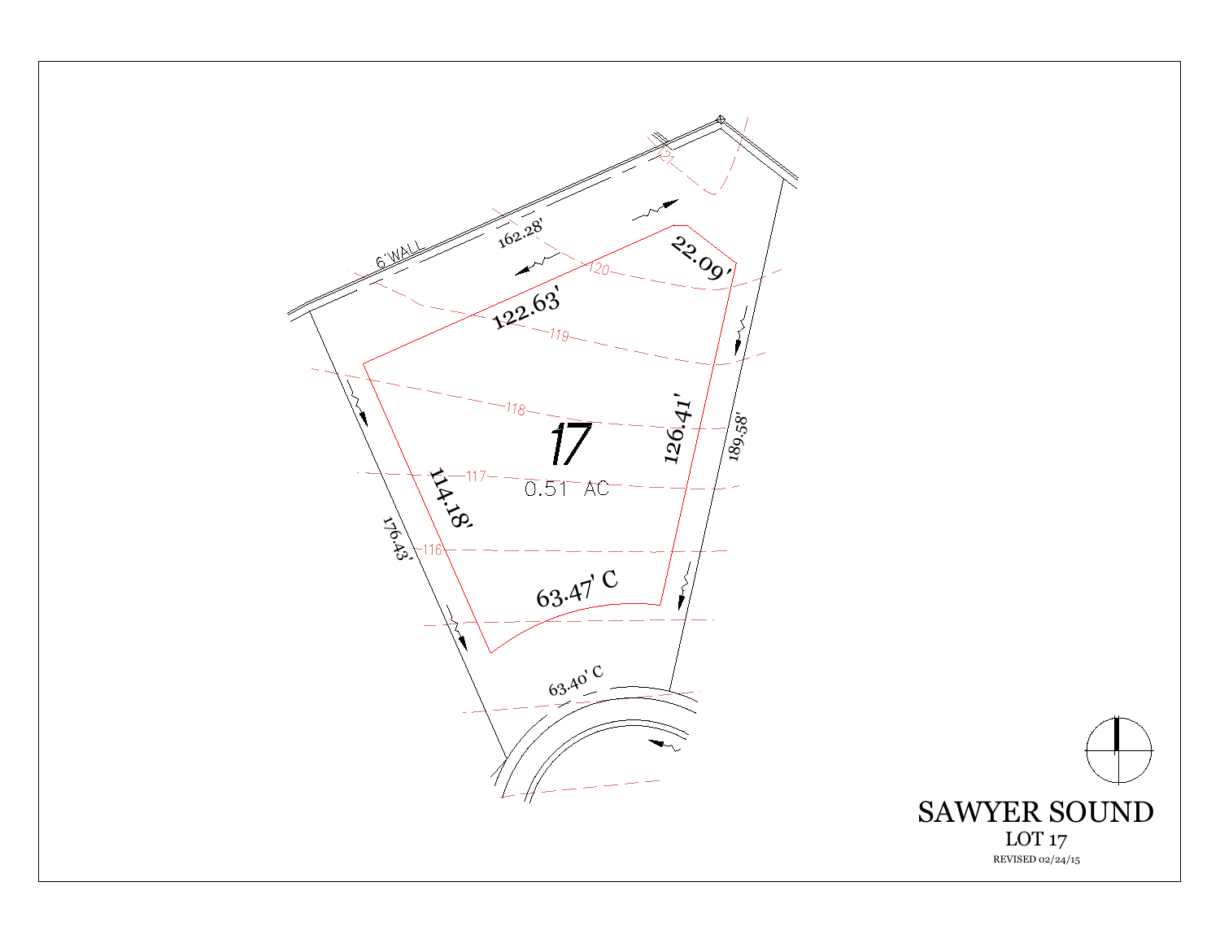6' WALL

162.28'

22.09'

122.63'

189.58'

126.41'

17

0.51 AC

114.18'

176.43'

63.47' C

63.40' C

121

120

119

118

117

116

# SAWYER SOUND

## LOT 17

REVISED 02/24/15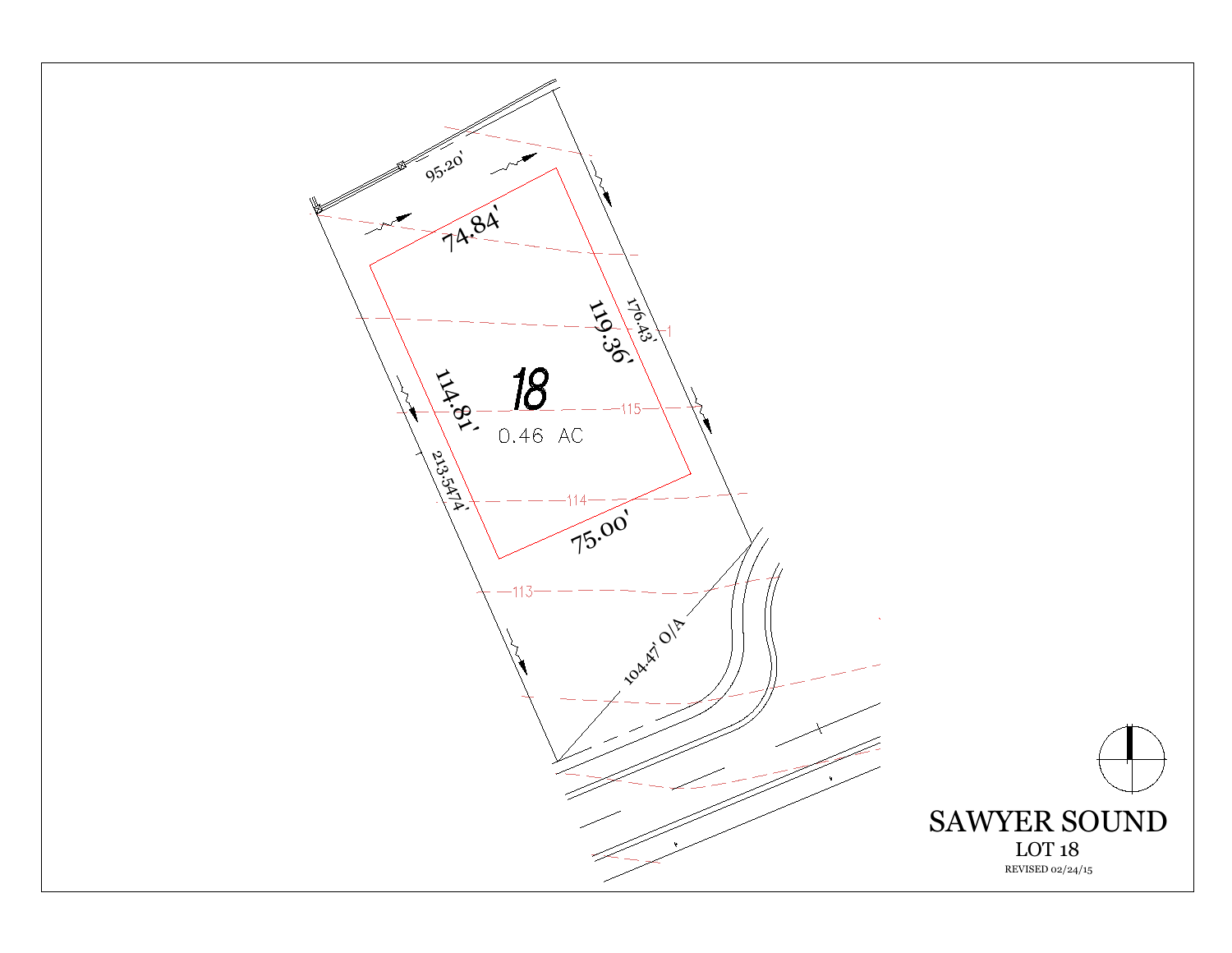95.20'

74.84'

176.43'

119.36'

18

0.46 AC

114.81'

115

213.5474'

114

75.00'

113

104.47' O/A

# SAWYER SOUND

LOT 18

REVISED 02/24/15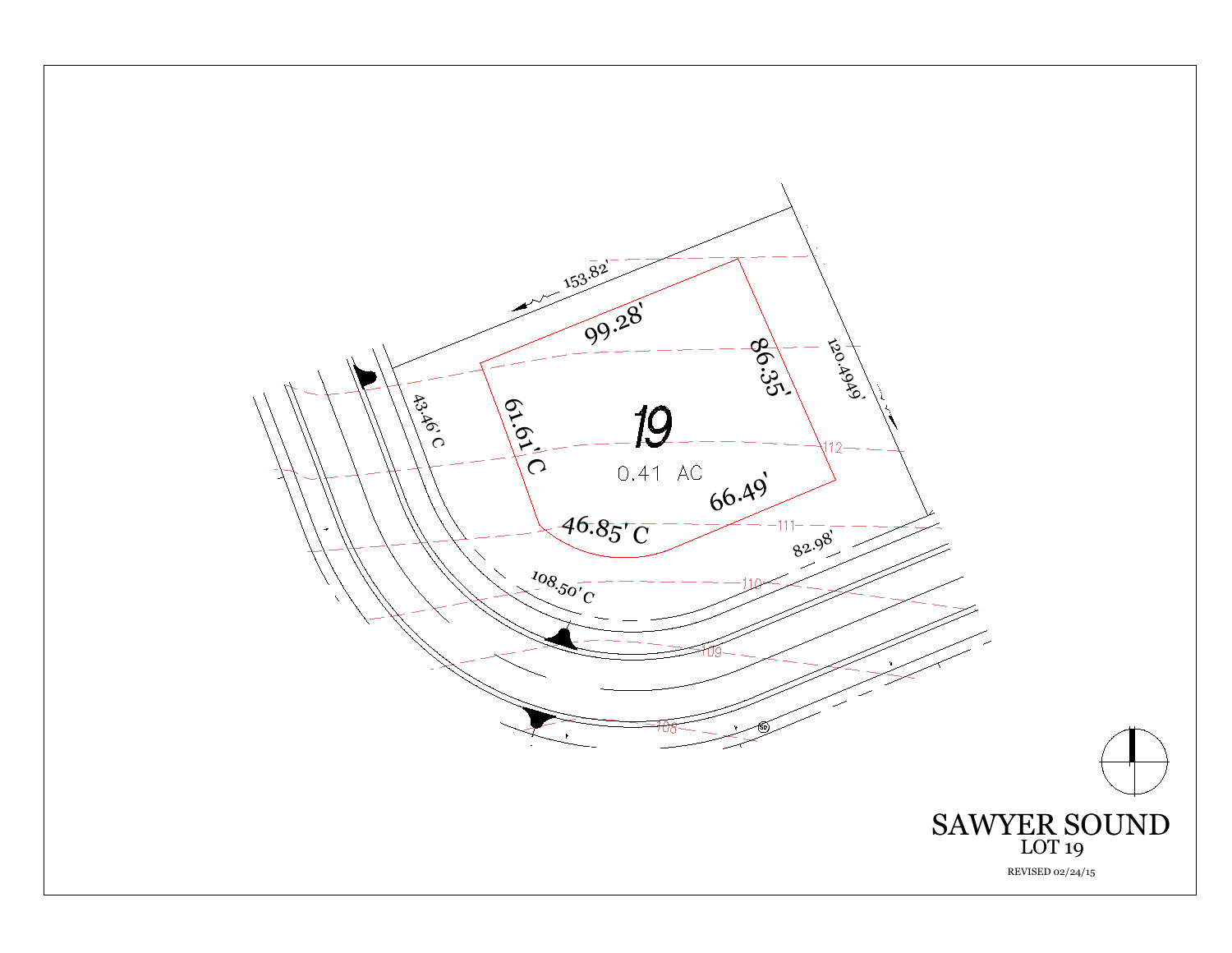153.82'

99.28'

86.35'

120.4949'

43.46' C

61.61' C

19

0.41 AC

112

66.49'

46.85' C

111

82.98'

108.50' C

110

109

108

# SAWYER SOUND

## LOT 19

REVISED 02/24/15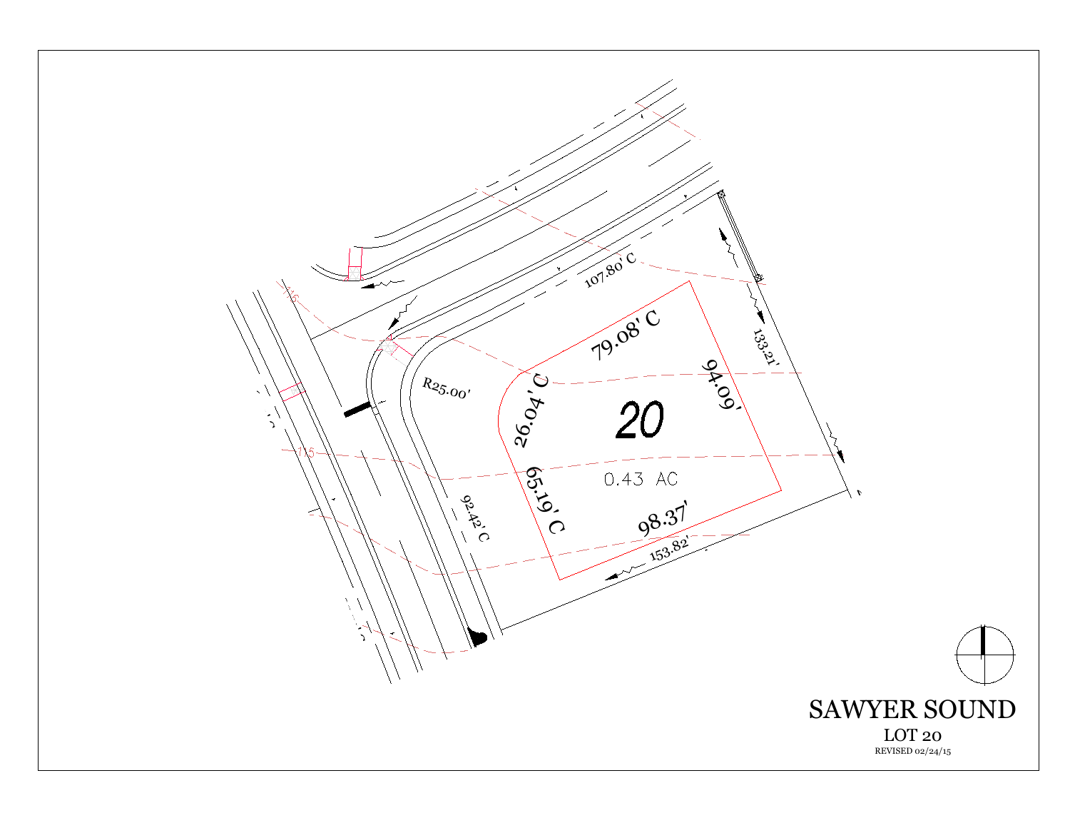107.80' C

79.08' C

94.09'

133.21'

R25.00'

26.04' C

20

0.43 AC

65.19' C

92.42' C

98.37'

153.82'

# SAWYER SOUND

LOT 20

REVISED 02/24/15